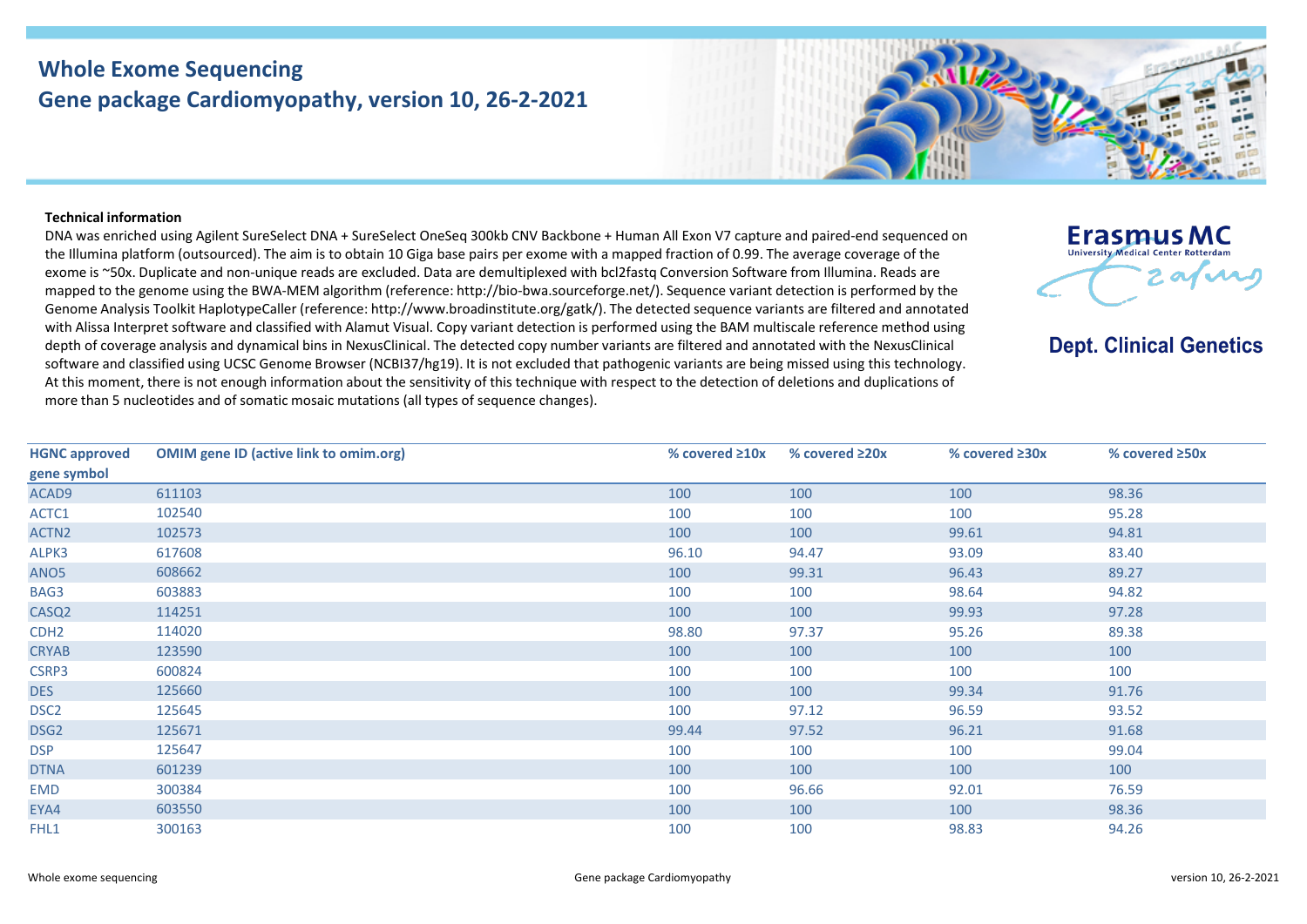# Whole Exome Sequencing
## Gene package Cardiomyopathy, version 10, 26-2-2021

Erasmus MC
Dept. Clinical Genetics

### Technical information

DNA was enriched using Agilent SureSelect DNA + SureSelect OneSeq 300kb CNV Backbone + Human All Exon V7 capture and paired-end sequenced on the Illumina platform (outsourced). The aim is to obtain 10 Giga base pairs per exome with a mapped fraction of 0.99. The average coverage of the exome is ~50x. Duplicate and non-unique reads are excluded. Data are demultiplexed with bcl2fastq Conversion Software from Illumina. Reads are mapped to the genome using the BWA-MEM algorithm (reference: http://bio-bwa.sourceforge.net/). Sequence variant detection is performed by the Genome Analysis Toolkit HaplotypeCaller (reference: http://www.broadinstitute.org/gatk/). The detected sequence variants are filtered and annotated with Alissa Interpret software and classified with Alamut Visual. Copy variant detection is performed using the BAM multiscale reference method using depth of coverage analysis and dynamical bins in NexusClinical. The detected copy number variants are filtered and annotated with the NexusClinical software and classified using UCSC Genome Browser (NCBI37/hg19). It is not excluded that pathogenic variants are being missed using this technology. At this moment, there is not enough information about the sensitivity of this technique with respect to the detection of deletions and duplications of more than 5 nucleotides and of somatic mosaic mutations (all types of sequence changes).

| HGNC approved gene symbol | OMIM gene ID (active link to omim.org) | % covered ≥10x | % covered ≥20x | % covered ≥30x | % covered ≥50x |
|---|---|---|---|---|---|
| ACAD9 | 611103 | 100 | 100 | 100 | 98.36 |
| ACTC1 | 102540 | 100 | 100 | 100 | 95.28 |
| ACTN2 | 102573 | 100 | 100 | 99.61 | 94.81 |
| ALPK3 | 617608 | 96.10 | 94.47 | 93.09 | 83.40 |
| ANO5 | 608662 | 100 | 99.31 | 96.43 | 89.27 |
| BAG3 | 603883 | 100 | 100 | 98.64 | 94.82 |
| CASQ2 | 114251 | 100 | 100 | 99.93 | 97.28 |
| CDH2 | 114020 | 98.80 | 97.37 | 95.26 | 89.38 |
| CRYAB | 123590 | 100 | 100 | 100 | 100 |
| CSRP3 | 600824 | 100 | 100 | 100 | 100 |
| DES | 125660 | 100 | 100 | 99.34 | 91.76 |
| DSC2 | 125645 | 100 | 97.12 | 96.59 | 93.52 |
| DSG2 | 125671 | 99.44 | 97.52 | 96.21 | 91.68 |
| DSP | 125647 | 100 | 100 | 100 | 99.04 |
| DTNA | 601239 | 100 | 100 | 100 | 100 |
| EMD | 300384 | 100 | 96.66 | 92.01 | 76.59 |
| EYA4 | 603550 | 100 | 100 | 100 | 98.36 |
| FHL1 | 300163 | 100 | 100 | 98.83 | 94.26 |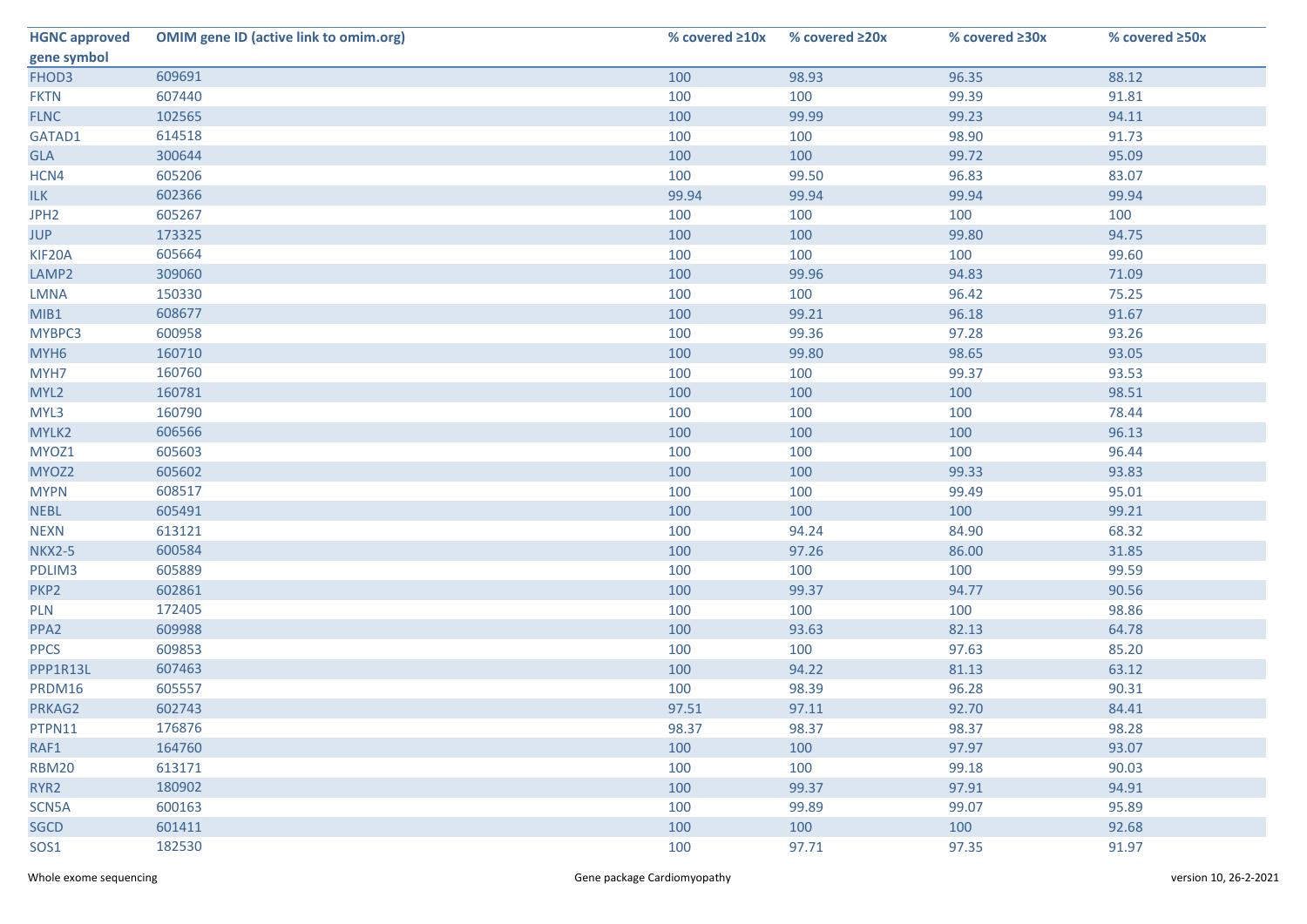| HGNC approved gene symbol | OMIM gene ID (active link to omim.org) | % covered ≥10x | % covered ≥20x | % covered ≥30x | % covered ≥50x |
|---|---|---|---|---|---|
| FHOD3 | 609691 | 100 | 98.93 | 96.35 | 88.12 |
| FKTN | 607440 | 100 | 100 | 99.39 | 91.81 |
| FLNC | 102565 | 100 | 99.99 | 99.23 | 94.11 |
| GATAD1 | 614518 | 100 | 100 | 98.90 | 91.73 |
| GLA | 300644 | 100 | 100 | 99.72 | 95.09 |
| HCN4 | 605206 | 100 | 99.50 | 96.83 | 83.07 |
| ILK | 602366 | 99.94 | 99.94 | 99.94 | 99.94 |
| JPH2 | 605267 | 100 | 100 | 100 | 100 |
| JUP | 173325 | 100 | 100 | 99.80 | 94.75 |
| KIF20A | 605664 | 100 | 100 | 100 | 99.60 |
| LAMP2 | 309060 | 100 | 99.96 | 94.83 | 71.09 |
| LMNA | 150330 | 100 | 100 | 96.42 | 75.25 |
| MIB1 | 608677 | 100 | 99.21 | 96.18 | 91.67 |
| MYBPC3 | 600958 | 100 | 99.36 | 97.28 | 93.26 |
| MYH6 | 160710 | 100 | 99.80 | 98.65 | 93.05 |
| MYH7 | 160760 | 100 | 100 | 99.37 | 93.53 |
| MYL2 | 160781 | 100 | 100 | 100 | 98.51 |
| MYL3 | 160790 | 100 | 100 | 100 | 78.44 |
| MYLK2 | 606566 | 100 | 100 | 100 | 96.13 |
| MYOZ1 | 605603 | 100 | 100 | 100 | 96.44 |
| MYOZ2 | 605602 | 100 | 100 | 99.33 | 93.83 |
| MYPN | 608517 | 100 | 100 | 99.49 | 95.01 |
| NEBL | 605491 | 100 | 100 | 100 | 99.21 |
| NEXN | 613121 | 100 | 94.24 | 84.90 | 68.32 |
| NKX2-5 | 600584 | 100 | 97.26 | 86.00 | 31.85 |
| PDLIM3 | 605889 | 100 | 100 | 100 | 99.59 |
| PKP2 | 602861 | 100 | 99.37 | 94.77 | 90.56 |
| PLN | 172405 | 100 | 100 | 100 | 98.86 |
| PPA2 | 609988 | 100 | 93.63 | 82.13 | 64.78 |
| PPCS | 609853 | 100 | 100 | 97.63 | 85.20 |
| PPP1R13L | 607463 | 100 | 94.22 | 81.13 | 63.12 |
| PRDM16 | 605557 | 100 | 98.39 | 96.28 | 90.31 |
| PRKAG2 | 602743 | 97.51 | 97.11 | 92.70 | 84.41 |
| PTPN11 | 176876 | 98.37 | 98.37 | 98.37 | 98.28 |
| RAF1 | 164760 | 100 | 100 | 97.97 | 93.07 |
| RBM20 | 613171 | 100 | 100 | 99.18 | 90.03 |
| RYR2 | 180902 | 100 | 99.37 | 97.91 | 94.91 |
| SCN5A | 600163 | 100 | 99.89 | 99.07 | 95.89 |
| SGCD | 601411 | 100 | 100 | 100 | 92.68 |
| SOS1 | 182530 | 100 | 97.71 | 97.35 | 91.97 |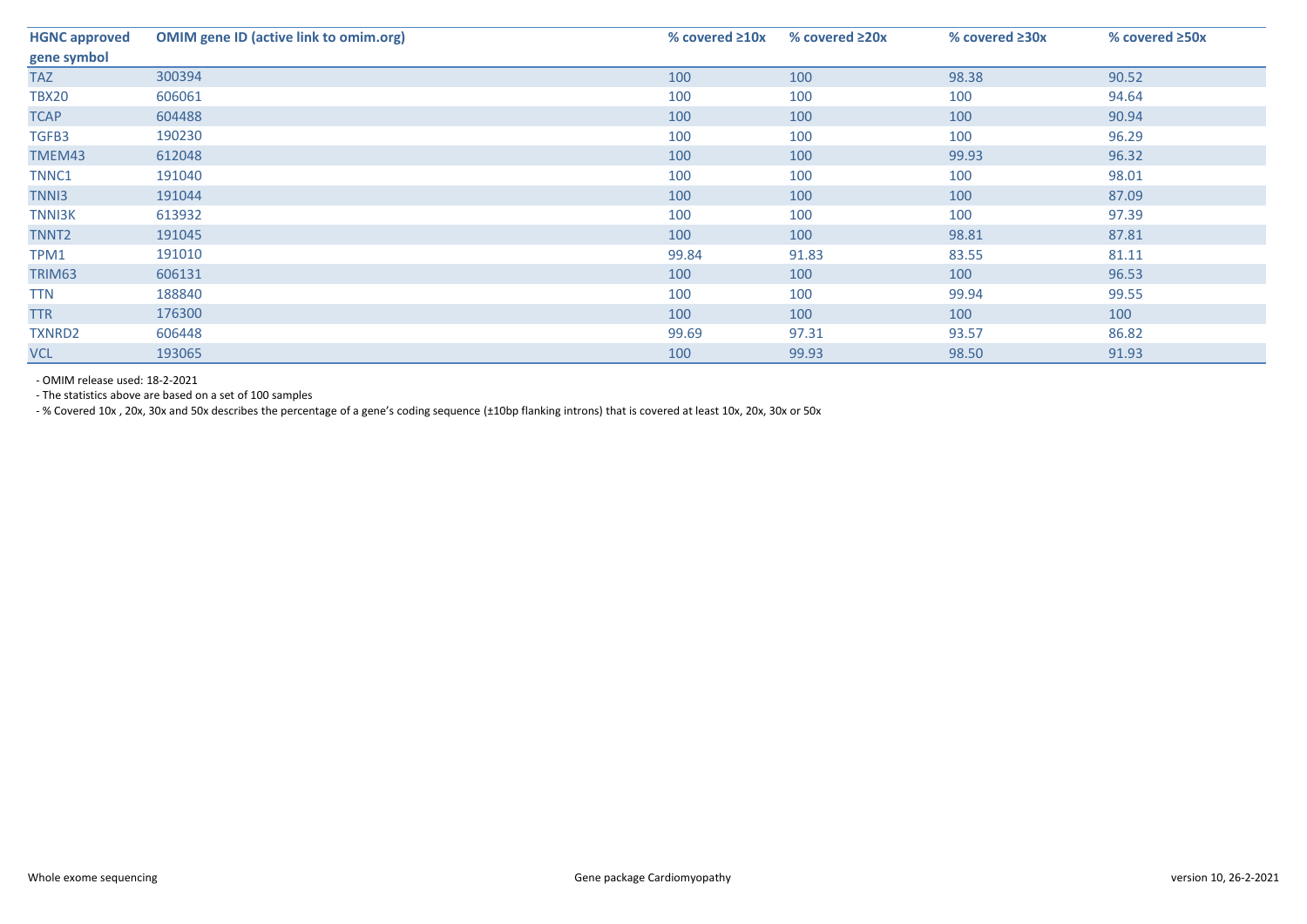| HGNC approved gene symbol | OMIM gene ID (active link to omim.org) | % covered ≥10x | % covered ≥20x | % covered ≥30x | % covered ≥50x |
|---|---|---|---|---|---|
| TAZ | 300394 | 100 | 100 | 98.38 | 90.52 |
| TBX20 | 606061 | 100 | 100 | 100 | 94.64 |
| TCAP | 604488 | 100 | 100 | 100 | 90.94 |
| TGFB3 | 190230 | 100 | 100 | 100 | 96.29 |
| TMEM43 | 612048 | 100 | 100 | 99.93 | 96.32 |
| TNNC1 | 191040 | 100 | 100 | 100 | 98.01 |
| TNNI3 | 191044 | 100 | 100 | 100 | 87.09 |
| TNNI3K | 613932 | 100 | 100 | 100 | 97.39 |
| TNNT2 | 191045 | 100 | 100 | 98.81 | 87.81 |
| TPM1 | 191010 | 99.84 | 91.83 | 83.55 | 81.11 |
| TRIM63 | 606131 | 100 | 100 | 100 | 96.53 |
| TTN | 188840 | 100 | 100 | 99.94 | 99.55 |
| TTR | 176300 | 100 | 100 | 100 | 100 |
| TXNRD2 | 606448 | 99.69 | 97.31 | 93.57 | 86.82 |
| VCL | 193065 | 100 | 99.93 | 98.50 | 91.93 |

- OMIM release used: 18-2-2021
- The statistics above are based on a set of 100 samples
- % Covered 10x , 20x, 30x and 50x describes the percentage of a gene's coding sequence (±10bp flanking introns) that is covered at least 10x, 20x, 30x or 50x